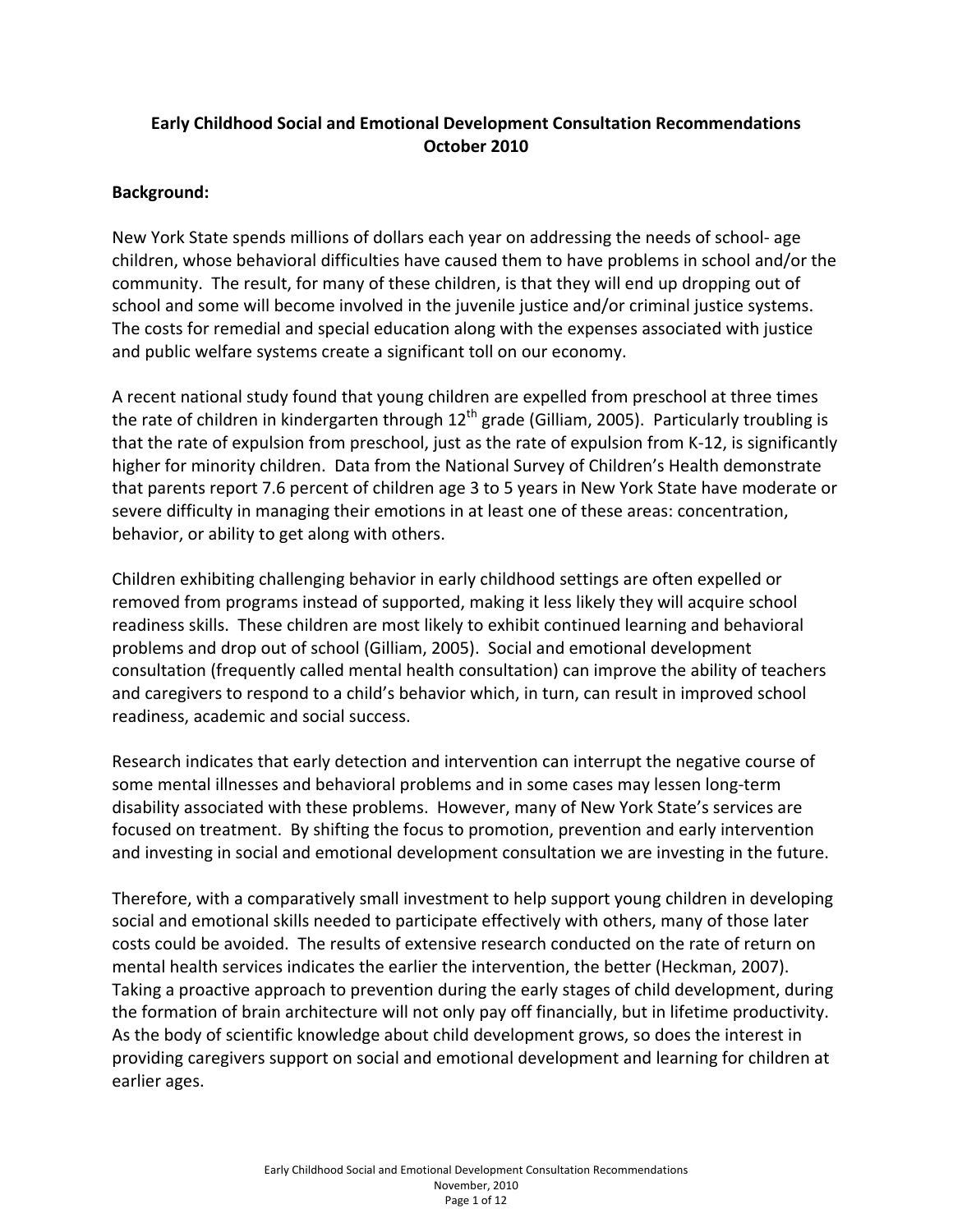# Early Childhood Social and Emotional Development Consultation Recommendations
# October 2010

## Background:

New York State spends millions of dollars each year on addressing the needs of school- age children, whose behavioral difficulties have caused them to have problems in school and/or the community. The result, for many of these children, is that they will end up dropping out of school and some will become involved in the juvenile justice and/or criminal justice systems. The costs for remedial and special education along with the expenses associated with justice and public welfare systems create a significant toll on our economy.

A recent national study found that young children are expelled from preschool at three times the rate of children in kindergarten through 12th grade (Gilliam, 2005). Particularly troubling is that the rate of expulsion from preschool, just as the rate of expulsion from K-12, is significantly higher for minority children. Data from the National Survey of Children's Health demonstrate that parents report 7.6 percent of children age 3 to 5 years in New York State have moderate or severe difficulty in managing their emotions in at least one of these areas: concentration, behavior, or ability to get along with others.

Children exhibiting challenging behavior in early childhood settings are often expelled or removed from programs instead of supported, making it less likely they will acquire school readiness skills. These children are most likely to exhibit continued learning and behavioral problems and drop out of school (Gilliam, 2005). Social and emotional development consultation (frequently called mental health consultation) can improve the ability of teachers and caregivers to respond to a child's behavior which, in turn, can result in improved school readiness, academic and social success.

Research indicates that early detection and intervention can interrupt the negative course of some mental illnesses and behavioral problems and in some cases may lessen long-term disability associated with these problems. However, many of New York State's services are focused on treatment. By shifting the focus to promotion, prevention and early intervention and investing in social and emotional development consultation we are investing in the future.

Therefore, with a comparatively small investment to help support young children in developing social and emotional skills needed to participate effectively with others, many of those later costs could be avoided. The results of extensive research conducted on the rate of return on mental health services indicates the earlier the intervention, the better (Heckman, 2007). Taking a proactive approach to prevention during the early stages of child development, during the formation of brain architecture will not only pay off financially, but in lifetime productivity. As the body of scientific knowledge about child development grows, so does the interest in providing caregivers support on social and emotional development and learning for children at earlier ages.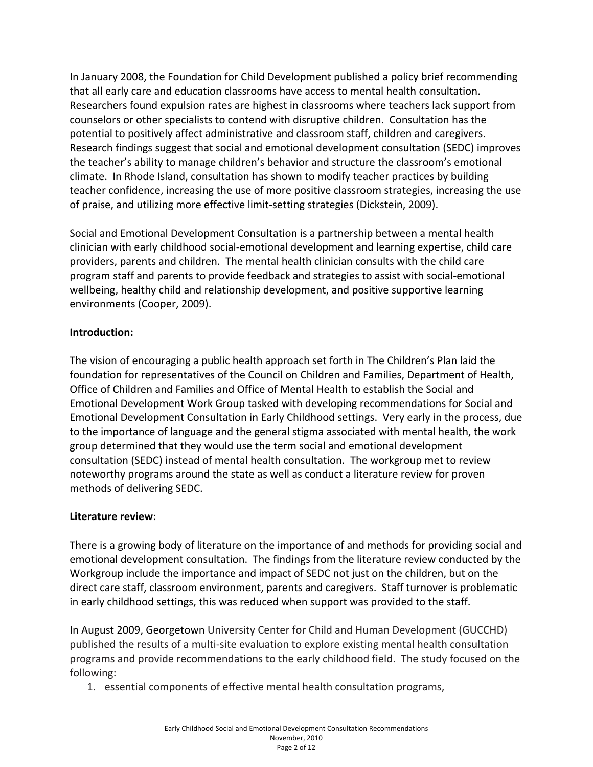In January 2008, the Foundation for Child Development published a policy brief recommending that all early care and education classrooms have access to mental health consultation. Researchers found expulsion rates are highest in classrooms where teachers lack support from counselors or other specialists to contend with disruptive children. Consultation has the potential to positively affect administrative and classroom staff, children and caregivers. Research findings suggest that social and emotional development consultation (SEDC) improves the teacher's ability to manage children's behavior and structure the classroom's emotional climate. In Rhode Island, consultation has shown to modify teacher practices by building teacher confidence, increasing the use of more positive classroom strategies, increasing the use of praise, and utilizing more effective limit-setting strategies (Dickstein, 2009).

Social and Emotional Development Consultation is a partnership between a mental health clinician with early childhood social-emotional development and learning expertise, child care providers, parents and children. The mental health clinician consults with the child care program staff and parents to provide feedback and strategies to assist with social-emotional wellbeing, healthy child and relationship development, and positive supportive learning environments (Cooper, 2009).

**Introduction:**

The vision of encouraging a public health approach set forth in The Children's Plan laid the foundation for representatives of the Council on Children and Families, Department of Health, Office of Children and Families and Office of Mental Health to establish the Social and Emotional Development Work Group tasked with developing recommendations for Social and Emotional Development Consultation in Early Childhood settings. Very early in the process, due to the importance of language and the general stigma associated with mental health, the work group determined that they would use the term social and emotional development consultation (SEDC) instead of mental health consultation. The workgroup met to review noteworthy programs around the state as well as conduct a literature review for proven methods of delivering SEDC.

**Literature review**:

There is a growing body of literature on the importance of and methods for providing social and emotional development consultation. The findings from the literature review conducted by the Workgroup include the importance and impact of SEDC not just on the children, but on the direct care staff, classroom environment, parents and caregivers. Staff turnover is problematic in early childhood settings, this was reduced when support was provided to the staff.

In August 2009, Georgetown University Center for Child and Human Development (GUCCHD) published the results of a multi-site evaluation to explore existing mental health consultation programs and provide recommendations to the early childhood field. The study focused on the following:

1. essential components of effective mental health consultation programs,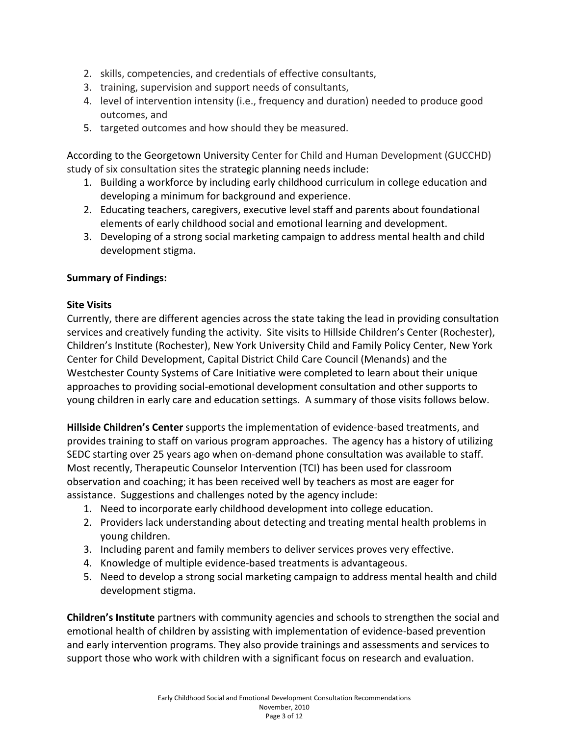2. skills, competencies, and credentials of effective consultants,
3. training, supervision and support needs of consultants,
4. level of intervention intensity (i.e., frequency and duration) needed to produce good outcomes, and
5. targeted outcomes and how should they be measured.

According to the Georgetown University Center for Child and Human Development (GUCCHD) study of six consultation sites the strategic planning needs include:

1. Building a workforce by including early childhood curriculum in college education and developing a minimum for background and experience.
2. Educating teachers, caregivers, executive level staff and parents about foundational elements of early childhood social and emotional learning and development.
3. Developing of a strong social marketing campaign to address mental health and child development stigma.

**Summary of Findings:**

**Site Visits**

Currently, there are different agencies across the state taking the lead in providing consultation services and creatively funding the activity. Site visits to Hillside Children's Center (Rochester), Children's Institute (Rochester), New York University Child and Family Policy Center, New York Center for Child Development, Capital District Child Care Council (Menands) and the Westchester County Systems of Care Initiative were completed to learn about their unique approaches to providing social-emotional development consultation and other supports to young children in early care and education settings. A summary of those visits follows below.

**Hillside Children's Center** supports the implementation of evidence-based treatments, and provides training to staff on various program approaches. The agency has a history of utilizing SEDC starting over 25 years ago when on-demand phone consultation was available to staff. Most recently, Therapeutic Counselor Intervention (TCI) has been used for classroom observation and coaching; it has been received well by teachers as most are eager for assistance. Suggestions and challenges noted by the agency include:

1. Need to incorporate early childhood development into college education.
2. Providers lack understanding about detecting and treating mental health problems in young children.
3. Including parent and family members to deliver services proves very effective.
4. Knowledge of multiple evidence-based treatments is advantageous.
5. Need to develop a strong social marketing campaign to address mental health and child development stigma.

**Children's Institute** partners with community agencies and schools to strengthen the social and emotional health of children by assisting with implementation of evidence-based prevention and early intervention programs. They also provide trainings and assessments and services to support those who work with children with a significant focus on research and evaluation.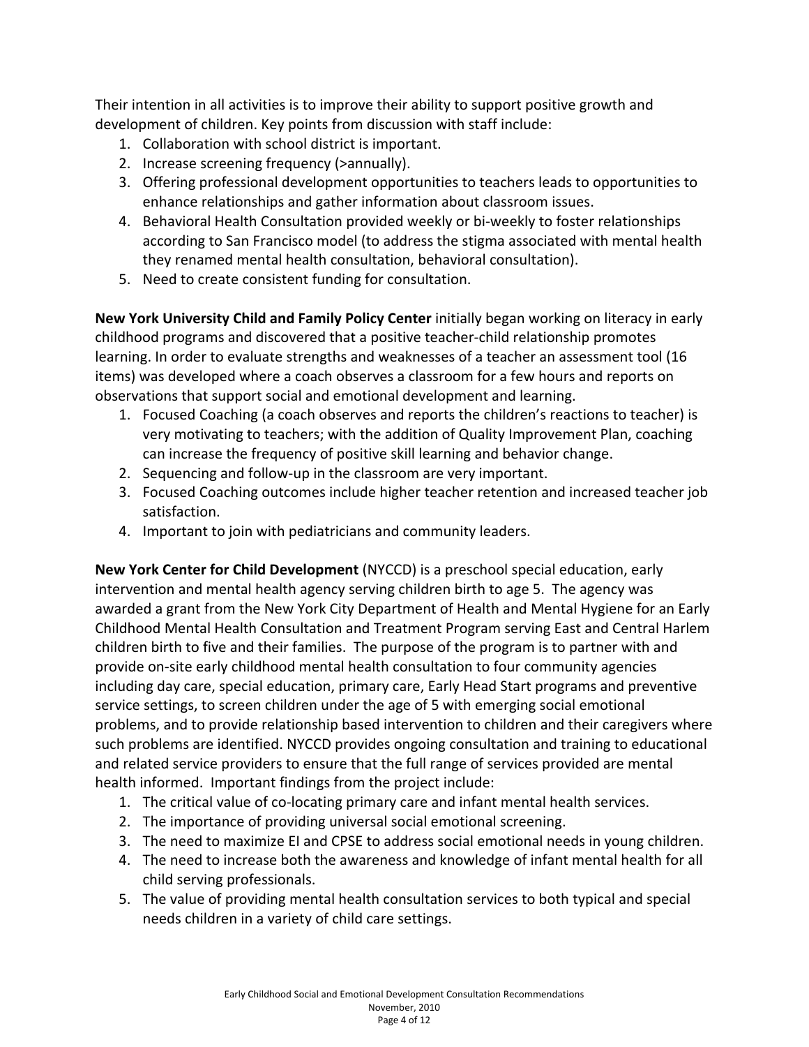Their intention in all activities is to improve their ability to support positive growth and development of children. Key points from discussion with staff include:

1. Collaboration with school district is important.
2. Increase screening frequency (>annually).
3. Offering professional development opportunities to teachers leads to opportunities to enhance relationships and gather information about classroom issues.
4. Behavioral Health Consultation provided weekly or bi-weekly to foster relationships according to San Francisco model (to address the stigma associated with mental health they renamed mental health consultation, behavioral consultation).
5. Need to create consistent funding for consultation.

**New York University Child and Family Policy Center** initially began working on literacy in early childhood programs and discovered that a positive teacher-child relationship promotes learning. In order to evaluate strengths and weaknesses of a teacher an assessment tool (16 items) was developed where a coach observes a classroom for a few hours and reports on observations that support social and emotional development and learning.

1. Focused Coaching (a coach observes and reports the children's reactions to teacher) is very motivating to teachers; with the addition of Quality Improvement Plan, coaching can increase the frequency of positive skill learning and behavior change.
2. Sequencing and follow-up in the classroom are very important.
3. Focused Coaching outcomes include higher teacher retention and increased teacher job satisfaction.
4. Important to join with pediatricians and community leaders.

**New York Center for Child Development** (NYCCD) is a preschool special education, early intervention and mental health agency serving children birth to age 5. The agency was awarded a grant from the New York City Department of Health and Mental Hygiene for an Early Childhood Mental Health Consultation and Treatment Program serving East and Central Harlem children birth to five and their families. The purpose of the program is to partner with and provide on-site early childhood mental health consultation to four community agencies including day care, special education, primary care, Early Head Start programs and preventive service settings, to screen children under the age of 5 with emerging social emotional problems, and to provide relationship based intervention to children and their caregivers where such problems are identified. NYCCD provides ongoing consultation and training to educational and related service providers to ensure that the full range of services provided are mental health informed. Important findings from the project include:

1. The critical value of co-locating primary care and infant mental health services.
2. The importance of providing universal social emotional screening.
3. The need to maximize EI and CPSE to address social emotional needs in young children.
4. The need to increase both the awareness and knowledge of infant mental health for all child serving professionals.
5. The value of providing mental health consultation services to both typical and special needs children in a variety of child care settings.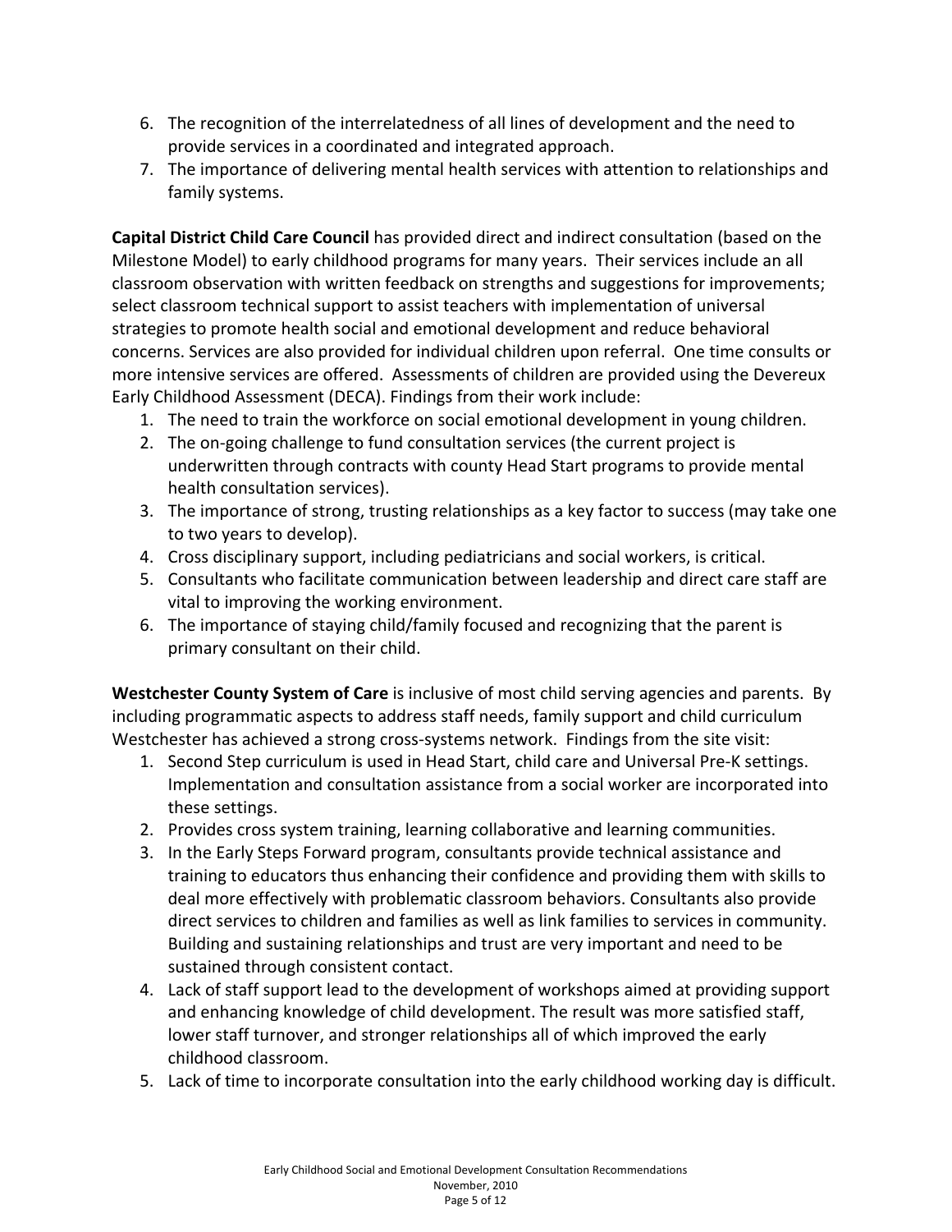6. The recognition of the interrelatedness of all lines of development and the need to provide services in a coordinated and integrated approach.
7. The importance of delivering mental health services with attention to relationships and family systems.

**Capital District Child Care Council** has provided direct and indirect consultation (based on the Milestone Model) to early childhood programs for many years. Their services include an all classroom observation with written feedback on strengths and suggestions for improvements; select classroom technical support to assist teachers with implementation of universal strategies to promote health social and emotional development and reduce behavioral concerns. Services are also provided for individual children upon referral. One time consults or more intensive services are offered. Assessments of children are provided using the Devereux Early Childhood Assessment (DECA). Findings from their work include:

1. The need to train the workforce on social emotional development in young children.
2. The on-going challenge to fund consultation services (the current project is underwritten through contracts with county Head Start programs to provide mental health consultation services).
3. The importance of strong, trusting relationships as a key factor to success (may take one to two years to develop).
4. Cross disciplinary support, including pediatricians and social workers, is critical.
5. Consultants who facilitate communication between leadership and direct care staff are vital to improving the working environment.
6. The importance of staying child/family focused and recognizing that the parent is primary consultant on their child.

**Westchester County System of Care** is inclusive of most child serving agencies and parents. By including programmatic aspects to address staff needs, family support and child curriculum Westchester has achieved a strong cross-systems network. Findings from the site visit:

1. Second Step curriculum is used in Head Start, child care and Universal Pre-K settings. Implementation and consultation assistance from a social worker are incorporated into these settings.
2. Provides cross system training, learning collaborative and learning communities.
3. In the Early Steps Forward program, consultants provide technical assistance and training to educators thus enhancing their confidence and providing them with skills to deal more effectively with problematic classroom behaviors. Consultants also provide direct services to children and families as well as link families to services in community. Building and sustaining relationships and trust are very important and need to be sustained through consistent contact.
4. Lack of staff support lead to the development of workshops aimed at providing support and enhancing knowledge of child development. The result was more satisfied staff, lower staff turnover, and stronger relationships all of which improved the early childhood classroom.
5. Lack of time to incorporate consultation into the early childhood working day is difficult.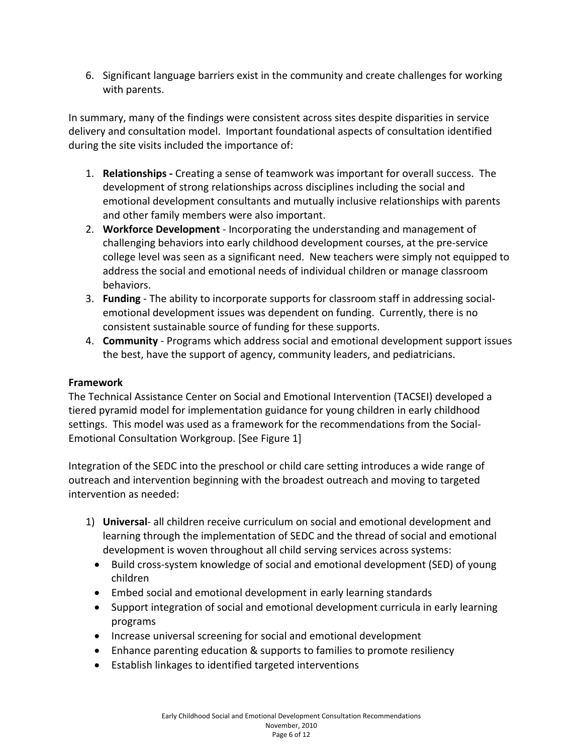6. Significant language barriers exist in the community and create challenges for working with parents.

In summary, many of the findings were consistent across sites despite disparities in service delivery and consultation model. Important foundational aspects of consultation identified during the site visits included the importance of:

1. **Relationships -** Creating a sense of teamwork was important for overall success. The development of strong relationships across disciplines including the social and emotional development consultants and mutually inclusive relationships with parents and other family members were also important.
2. **Workforce Development** - Incorporating the understanding and management of challenging behaviors into early childhood development courses, at the pre-service college level was seen as a significant need. New teachers were simply not equipped to address the social and emotional needs of individual children or manage classroom behaviors.
3. **Funding** - The ability to incorporate supports for classroom staff in addressing social-emotional development issues was dependent on funding. Currently, there is no consistent sustainable source of funding for these supports.
4. **Community** - Programs which address social and emotional development support issues the best, have the support of agency, community leaders, and pediatricians.

**Framework**

The Technical Assistance Center on Social and Emotional Intervention (TACSEI) developed a tiered pyramid model for implementation guidance for young children in early childhood settings. This model was used as a framework for the recommendations from the Social-Emotional Consultation Workgroup. [See Figure 1]

Integration of the SEDC into the preschool or child care setting introduces a wide range of outreach and intervention beginning with the broadest outreach and moving to targeted intervention as needed:

1) **Universal**- all children receive curriculum on social and emotional development and learning through the implementation of SEDC and the thread of social and emotional development is woven throughout all child serving services across systems:
   - Build cross-system knowledge of social and emotional development (SED) of young children
   - Embed social and emotional development in early learning standards
   - Support integration of social and emotional development curricula in early learning programs
   - Increase universal screening for social and emotional development
   - Enhance parenting education & supports to families to promote resiliency
   - Establish linkages to identified targeted interventions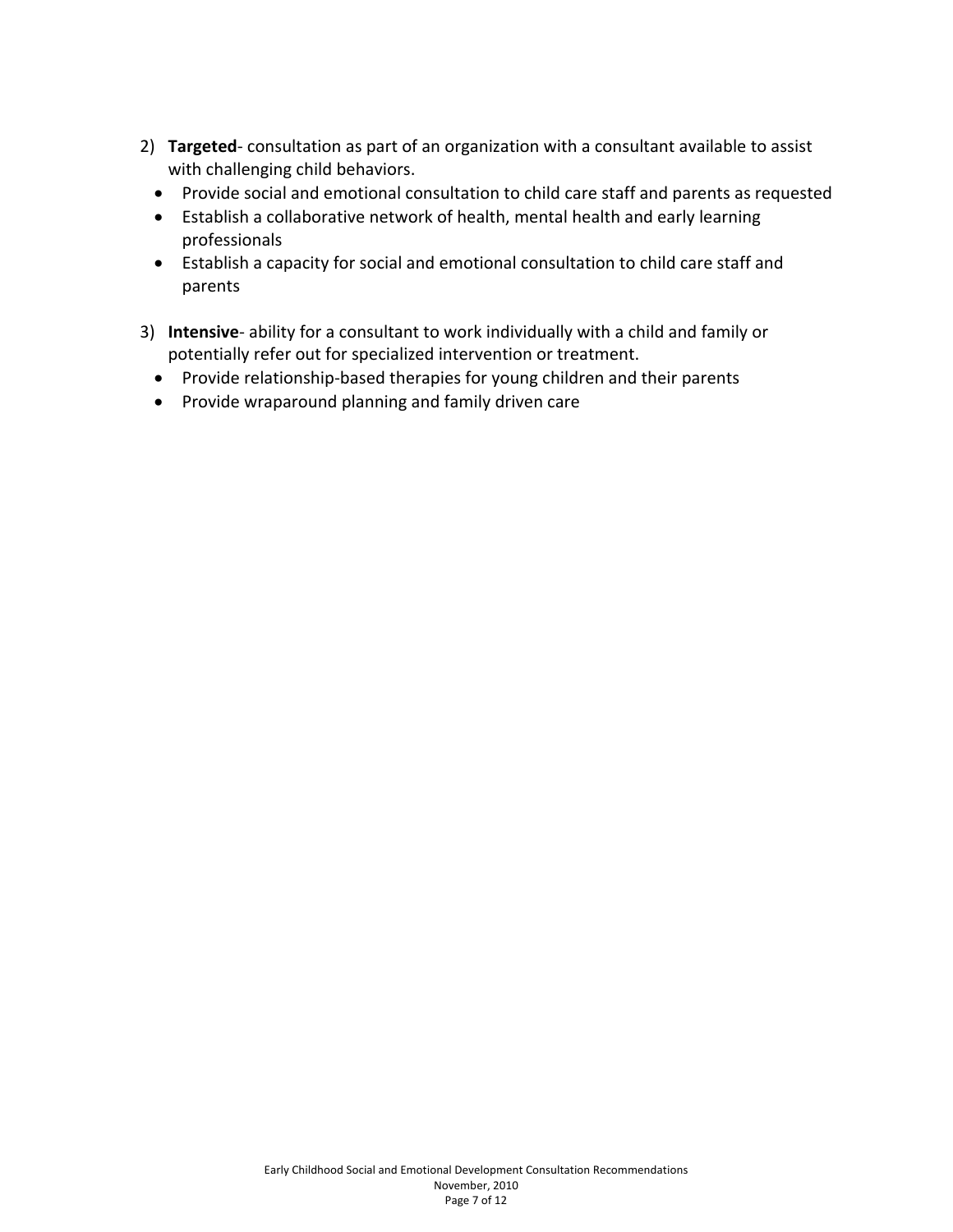2) **Targeted**- consultation as part of an organization with a consultant available to assist with challenging child behaviors.
   - Provide social and emotional consultation to child care staff and parents as requested
   - Establish a collaborative network of health, mental health and early learning professionals
   - Establish a capacity for social and emotional consultation to child care staff and parents

3) **Intensive**- ability for a consultant to work individually with a child and family or potentially refer out for specialized intervention or treatment.
   - Provide relationship-based therapies for young children and their parents
   - Provide wraparound planning and family driven care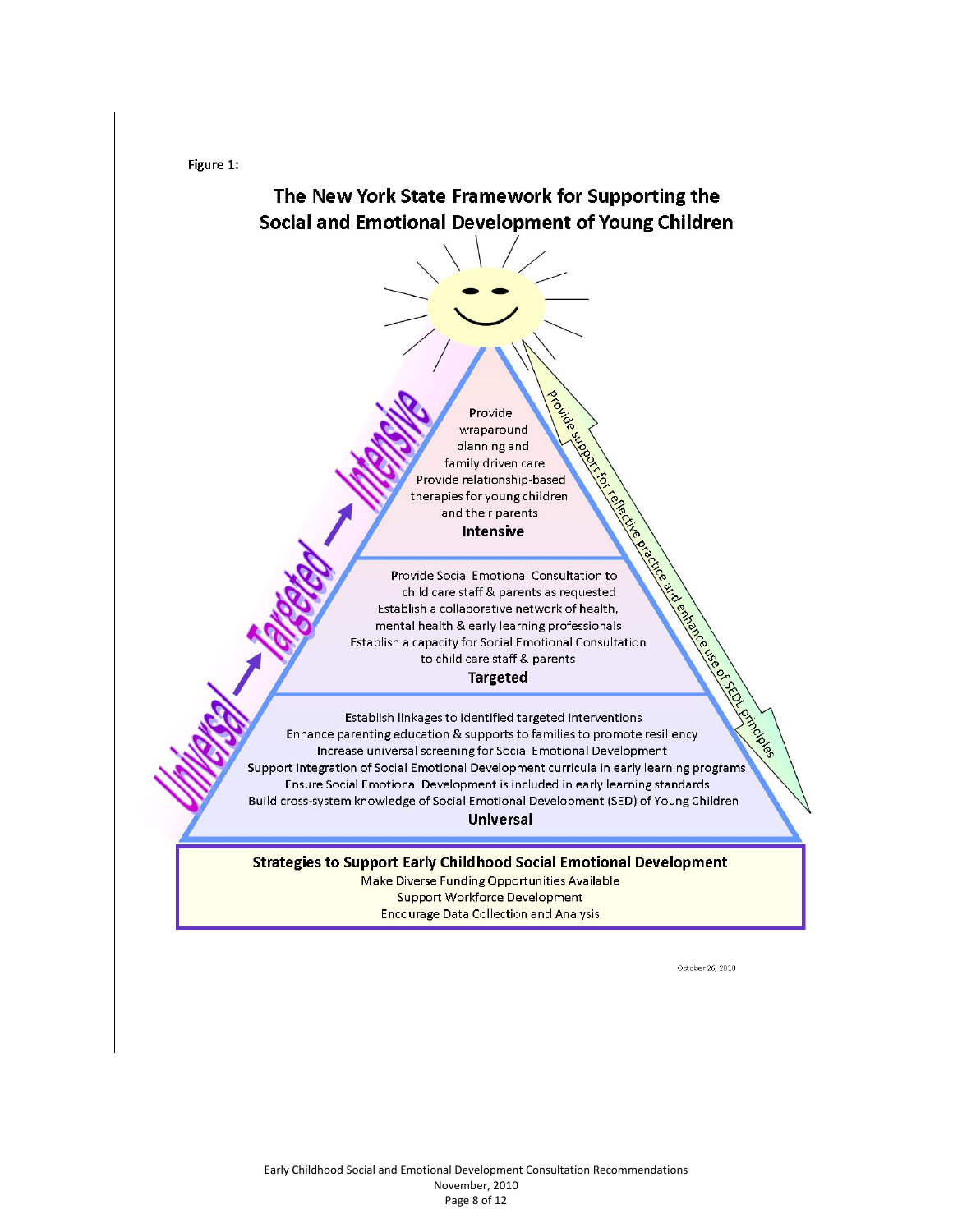Figure 1:

## The New York State Framework for Supporting the Social and Emotional Development of Young Children

Universal → Targeted → Intensive

**Intensive**

Provide wraparound planning and family driven care
Provide relationship-based therapies for young children and their parents

**Targeted**

Provide Social Emotional Consultation to child care staff & parents as requested
Establish a collaborative network of health, mental health & early learning professionals
Establish a capacity for Social Emotional Consultation to child care staff & parents

**Universal**

Establish linkages to identified targeted interventions
Enhance parenting education & supports to families to promote resiliency
Increase universal screening for Social Emotional Development
Support integration of Social Emotional Development curricula in early learning programs
Ensure Social Emotional Development is included in early learning standards
Build cross-system knowledge of Social Emotional Development (SED) of Young Children

Provide support for reflective practice and enhance use of SEDL principles

**Strategies to Support Early Childhood Social Emotional Development**

Make Diverse Funding Opportunities Available
Support Workforce Development
Encourage Data Collection and Analysis

October 26, 2010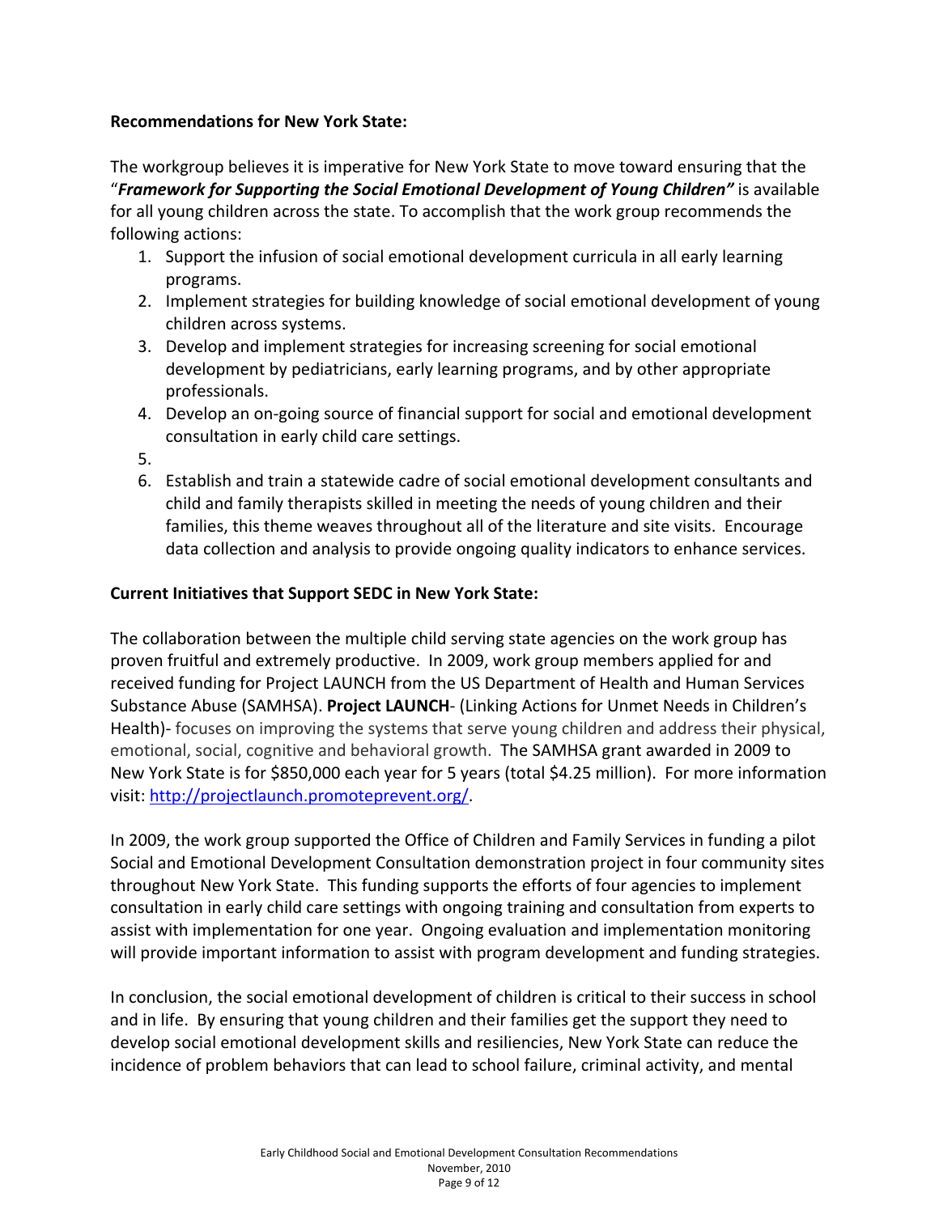**Recommendations for New York State:**

The workgroup believes it is imperative for New York State to move toward ensuring that the "***Framework for Supporting the Social Emotional Development of Young Children"*** is available for all young children across the state. To accomplish that the work group recommends the following actions:

1. Support the infusion of social emotional development curricula in all early learning programs.
2. Implement strategies for building knowledge of social emotional development of young children across systems.
3. Develop and implement strategies for increasing screening for social emotional development by pediatricians, early learning programs, and by other appropriate professionals.
4. Develop an on-going source of financial support for social and emotional development consultation in early child care settings.
5. 
6. Establish and train a statewide cadre of social emotional development consultants and child and family therapists skilled in meeting the needs of young children and their families, this theme weaves throughout all of the literature and site visits. Encourage data collection and analysis to provide ongoing quality indicators to enhance services.

**Current Initiatives that Support SEDC in New York State:**

The collaboration between the multiple child serving state agencies on the work group has proven fruitful and extremely productive. In 2009, work group members applied for and received funding for Project LAUNCH from the US Department of Health and Human Services Substance Abuse (SAMHSA). **Project LAUNCH**- (Linking Actions for Unmet Needs in Children's Health)- focuses on improving the systems that serve young children and address their physical, emotional, social, cognitive and behavioral growth. The SAMHSA grant awarded in 2009 to New York State is for $850,000 each year for 5 years (total $4.25 million). For more information visit: http://projectlaunch.promoteprevent.org/.

In 2009, the work group supported the Office of Children and Family Services in funding a pilot Social and Emotional Development Consultation demonstration project in four community sites throughout New York State. This funding supports the efforts of four agencies to implement consultation in early child care settings with ongoing training and consultation from experts to assist with implementation for one year. Ongoing evaluation and implementation monitoring will provide important information to assist with program development and funding strategies.

In conclusion, the social emotional development of children is critical to their success in school and in life. By ensuring that young children and their families get the support they need to develop social emotional development skills and resiliencies, New York State can reduce the incidence of problem behaviors that can lead to school failure, criminal activity, and mental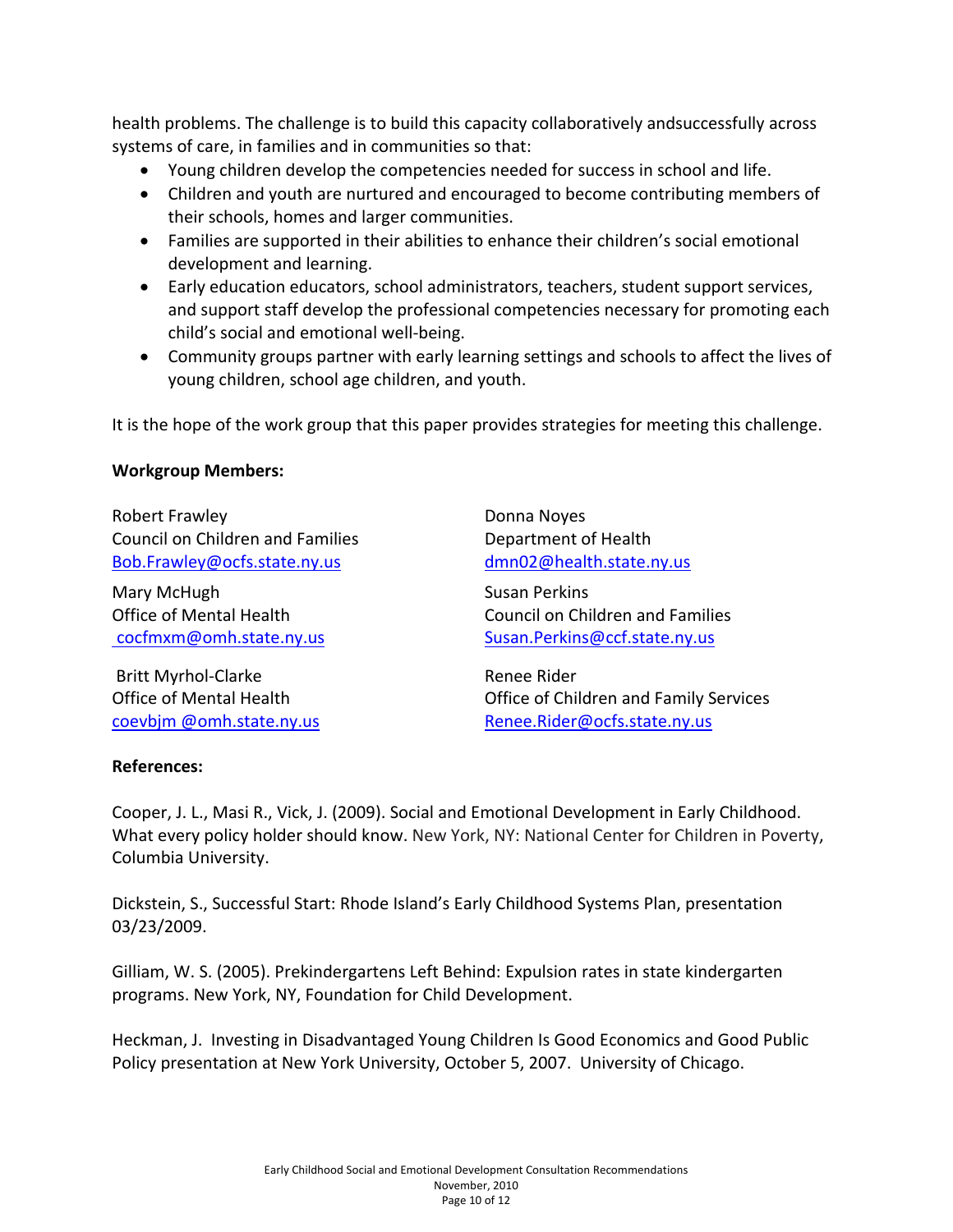health problems. The challenge is to build this capacity collaboratively andsuccessfully across systems of care, in families and in communities so that:

- Young children develop the competencies needed for success in school and life.
- Children and youth are nurtured and encouraged to become contributing members of their schools, homes and larger communities.
- Families are supported in their abilities to enhance their children's social emotional development and learning.
- Early education educators, school administrators, teachers, student support services, and support staff develop the professional competencies necessary for promoting each child's social and emotional well-being.
- Community groups partner with early learning settings and schools to affect the lives of young children, school age children, and youth.

It is the hope of the work group that this paper provides strategies for meeting this challenge.

**Workgroup Members:**

Robert Frawley
Council on Children and Families
Bob.Frawley@ocfs.state.ny.us

Mary McHugh
Office of Mental Health
cocfmxm@omh.state.ny.us

Britt Myrhol-Clarke
Office of Mental Health
coevbjm @omh.state.ny.us

Donna Noyes
Department of Health
dmn02@health.state.ny.us

Susan Perkins
Council on Children and Families
Susan.Perkins@ccf.state.ny.us

Renee Rider
Office of Children and Family Services
Renee.Rider@ocfs.state.ny.us

**References:**

Cooper, J. L., Masi R., Vick, J. (2009). Social and Emotional Development in Early Childhood. What every policy holder should know. New York, NY: National Center for Children in Poverty, Columbia University.

Dickstein, S., Successful Start: Rhode Island's Early Childhood Systems Plan, presentation 03/23/2009.

Gilliam, W. S. (2005). Prekindergartens Left Behind: Expulsion rates in state kindergarten programs. New York, NY, Foundation for Child Development.

Heckman, J. Investing in Disadvantaged Young Children Is Good Economics and Good Public Policy presentation at New York University, October 5, 2007. University of Chicago.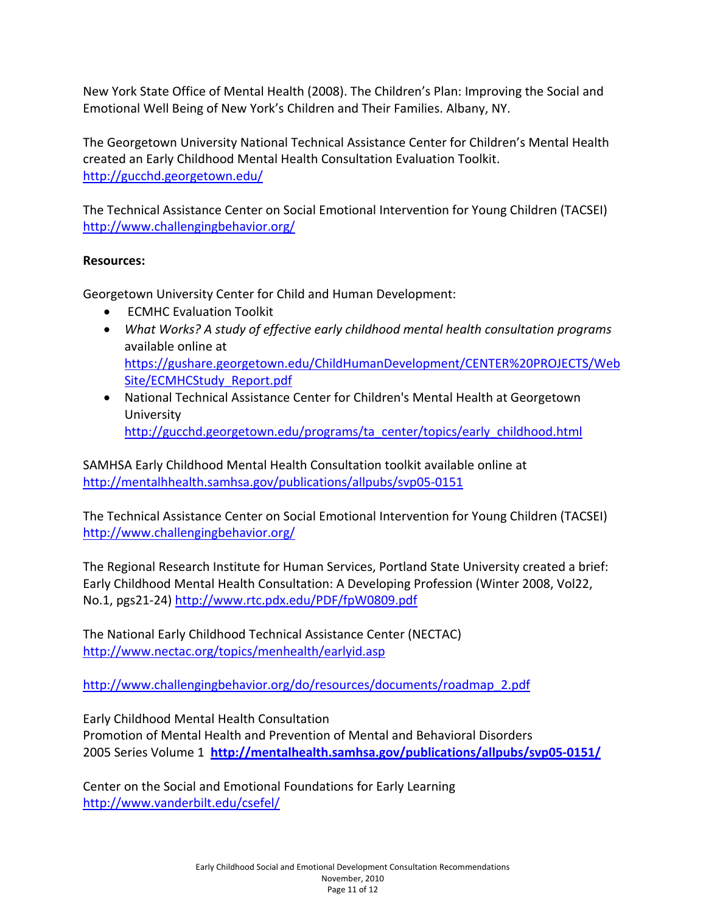New York State Office of Mental Health (2008). The Children's Plan: Improving the Social and Emotional Well Being of New York's Children and Their Families. Albany, NY.

The Georgetown University National Technical Assistance Center for Children's Mental Health created an Early Childhood Mental Health Consultation Evaluation Toolkit.
http://gucchd.georgetown.edu/

The Technical Assistance Center on Social Emotional Intervention for Young Children (TACSEI)
http://www.challengingbehavior.org/

**Resources:**

Georgetown University Center for Child and Human Development:

- ECMHC Evaluation Toolkit
- *What Works? A study of effective early childhood mental health consultation programs* available online at https://gushare.georgetown.edu/ChildHumanDevelopment/CENTER%20PROJECTS/WebSite/ECMHCStudy_Report.pdf
- National Technical Assistance Center for Children's Mental Health at Georgetown University http://gucchd.georgetown.edu/programs/ta_center/topics/early_childhood.html

SAMHSA Early Childhood Mental Health Consultation toolkit available online at
http://mentalhhealth.samhsa.gov/publications/allpubs/svp05-0151

The Technical Assistance Center on Social Emotional Intervention for Young Children (TACSEI)
http://www.challengingbehavior.org/

The Regional Research Institute for Human Services, Portland State University created a brief: Early Childhood Mental Health Consultation: A Developing Profession (Winter 2008, Vol22, No.1, pgs21-24) http://www.rtc.pdx.edu/PDF/fpW0809.pdf

The National Early Childhood Technical Assistance Center (NECTAC)
http://www.nectac.org/topics/menhealth/earlyid.asp

http://www.challengingbehavior.org/do/resources/documents/roadmap_2.pdf

Early Childhood Mental Health Consultation
Promotion of Mental Health and Prevention of Mental and Behavioral Disorders
2005 Series Volume 1 **http://mentalhealth.samhsa.gov/publications/allpubs/svp05-0151/**

Center on the Social and Emotional Foundations for Early Learning
http://www.vanderbilt.edu/csefel/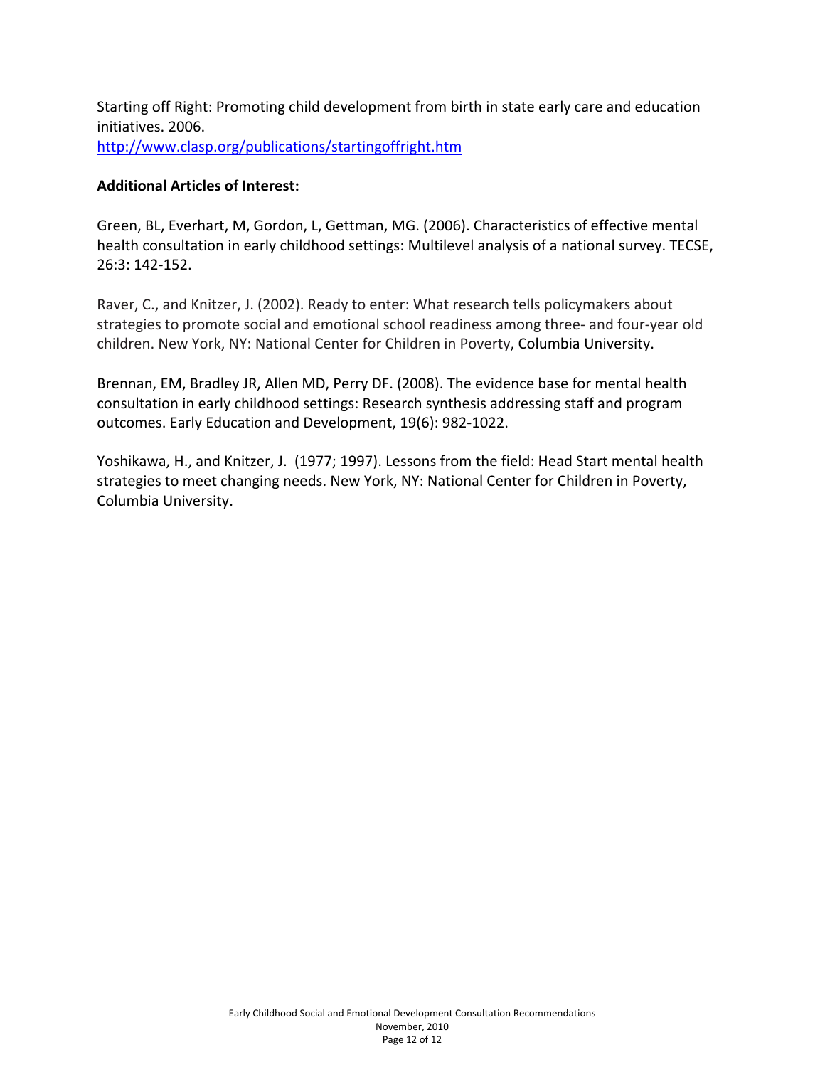Starting off Right: Promoting child development from birth in state early care and education initiatives. 2006.
http://www.clasp.org/publications/startingoffright.htm

**Additional Articles of Interest:**

Green, BL, Everhart, M, Gordon, L, Gettman, MG. (2006). Characteristics of effective mental health consultation in early childhood settings: Multilevel analysis of a national survey. TECSE, 26:3: 142-152.

Raver, C., and Knitzer, J. (2002). Ready to enter: What research tells policymakers about strategies to promote social and emotional school readiness among three- and four-year old children. New York, NY: National Center for Children in Poverty, Columbia University.

Brennan, EM, Bradley JR, Allen MD, Perry DF. (2008). The evidence base for mental health consultation in early childhood settings: Research synthesis addressing staff and program outcomes. Early Education and Development, 19(6): 982-1022.

Yoshikawa, H., and Knitzer, J. (1977; 1997). Lessons from the field: Head Start mental health strategies to meet changing needs. New York, NY: National Center for Children in Poverty, Columbia University.